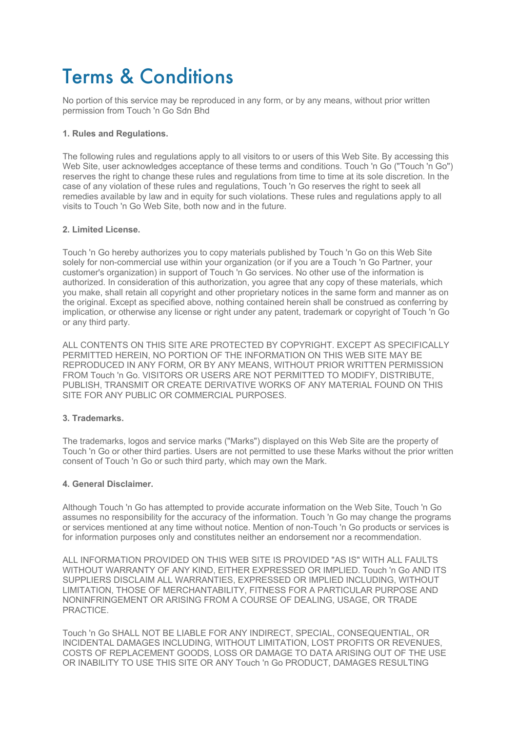# Terms & Conditions

No portion of this service may be reproduced in any form, or by any means, without prior written permission from Touch 'n Go Sdn Bhd

**1. Rules and Regulations.**

The following rules and regulations apply to all visitors to or users of this Web Site. By accessing this Web Site, user acknowledges acceptance of these terms and conditions. Touch 'n Go ("Touch 'n Go") reserves the right to change these rules and regulations from time to time at its sole discretion. In the case of any violation of these rules and regulations, Touch 'n Go reserves the right to seek all remedies available by law and in equity for such violations. These rules and regulations apply to all visits to Touch 'n Go Web Site, both now and in the future.

**2. Limited License.**

Touch 'n Go hereby authorizes you to copy materials published by Touch 'n Go on this Web Site solely for non-commercial use within your organization (or if you are a Touch 'n Go Partner, your customer's organization) in support of Touch 'n Go services. No other use of the information is authorized. In consideration of this authorization, you agree that any copy of these materials, which you make, shall retain all copyright and other proprietary notices in the same form and manner as on the original. Except as specified above, nothing contained herein shall be construed as conferring by implication, or otherwise any license or right under any patent, trademark or copyright of Touch 'n Go or any third party.

ALL CONTENTS ON THIS SITE ARE PROTECTED BY COPYRIGHT. EXCEPT AS SPECIFICALLY PERMITTED HEREIN, NO PORTION OF THE INFORMATION ON THIS WEB SITE MAY BE REPRODUCED IN ANY FORM, OR BY ANY MEANS, WITHOUT PRIOR WRITTEN PERMISSION FROM Touch 'n Go. VISITORS OR USERS ARE NOT PERMITTED TO MODIFY, DISTRIBUTE, PUBLISH, TRANSMIT OR CREATE DERIVATIVE WORKS OF ANY MATERIAL FOUND ON THIS SITE FOR ANY PUBLIC OR COMMERCIAL PURPOSES.

**3. Trademarks.**

The trademarks, logos and service marks ("Marks") displayed on this Web Site are the property of Touch 'n Go or other third parties. Users are not permitted to use these Marks without the prior written consent of Touch 'n Go or such third party, which may own the Mark.

**4. General Disclaimer.**

Although Touch 'n Go has attempted to provide accurate information on the Web Site, Touch 'n Go assumes no responsibility for the accuracy of the information. Touch 'n Go may change the programs or services mentioned at any time without notice. Mention of non-Touch 'n Go products or services is for information purposes only and constitutes neither an endorsement nor a recommendation.

ALL INFORMATION PROVIDED ON THIS WEB SITE IS PROVIDED "AS IS" WITH ALL FAULTS WITHOUT WARRANTY OF ANY KIND, EITHER EXPRESSED OR IMPLIED. Touch 'n Go AND ITS SUPPLIERS DISCLAIM ALL WARRANTIES, EXPRESSED OR IMPLIED INCLUDING, WITHOUT LIMITATION, THOSE OF MERCHANTABILITY, FITNESS FOR A PARTICULAR PURPOSE AND NONINFRINGEMENT OR ARISING FROM A COURSE OF DEALING, USAGE, OR TRADE PRACTICE.

Touch 'n Go SHALL NOT BE LIABLE FOR ANY INDIRECT, SPECIAL, CONSEQUENTIAL, OR INCIDENTAL DAMAGES INCLUDING, WITHOUT LIMITATION, LOST PROFITS OR REVENUES, COSTS OF REPLACEMENT GOODS, LOSS OR DAMAGE TO DATA ARISING OUT OF THE USE OR INABILITY TO USE THIS SITE OR ANY Touch 'n Go PRODUCT, DAMAGES RESULTING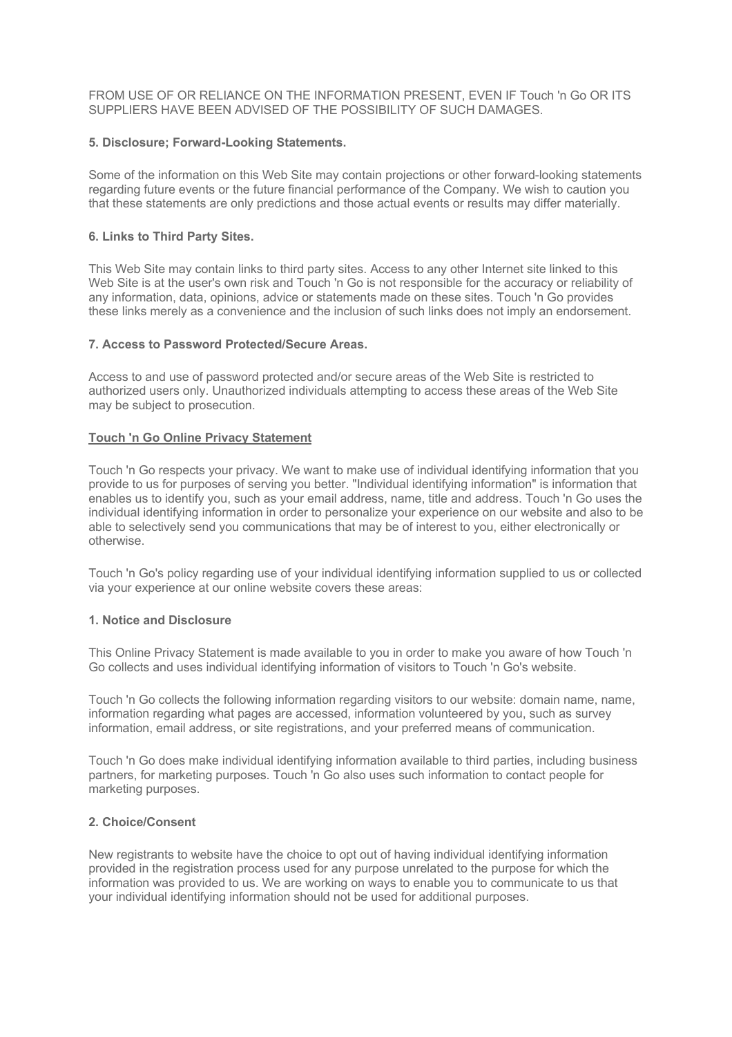FROM USE OF OR RELIANCE ON THE INFORMATION PRESENT, EVEN IF Touch 'n Go OR ITS SUPPLIERS HAVE BEEN ADVISED OF THE POSSIBILITY OF SUCH DAMAGES.

**5. Disclosure; Forward-Looking Statements.**

Some of the information on this Web Site may contain projections or other forward-looking statements regarding future events or the future financial performance of the Company. We wish to caution you that these statements are only predictions and those actual events or results may differ materially.

**6. Links to Third Party Sites.**

This Web Site may contain links to third party sites. Access to any other Internet site linked to this Web Site is at the user's own risk and Touch 'n Go is not responsible for the accuracy or reliability of any information, data, opinions, advice or statements made on these sites. Touch 'n Go provides these links merely as a convenience and the inclusion of such links does not imply an endorsement.

**7. Access to Password Protected/Secure Areas.**

Access to and use of password protected and/or secure areas of the Web Site is restricted to authorized users only. Unauthorized individuals attempting to access these areas of the Web Site may be subject to prosecution.

## Touch 'n Go Online Privacy Statement

Touch 'n Go respects your privacy. We want to make use of individual identifying information that you provide to us for purposes of serving you better. "Individual identifying information" is information that enables us to identify you, such as your email address, name, title and address. Touch 'n Go uses the individual identifying information in order to personalize your experience on our website and also to be able to selectively send you communications that may be of interest to you, either electronically or otherwise.

Touch 'n Go's policy regarding use of your individual identifying information supplied to us or collected via your experience at our online website covers these areas:

**1. Notice and Disclosure**

This Online Privacy Statement is made available to you in order to make you aware of how Touch 'n Go collects and uses individual identifying information of visitors to Touch 'n Go's website.

Touch 'n Go collects the following information regarding visitors to our website: domain name, name, information regarding what pages are accessed, information volunteered by you, such as survey information, email address, or site registrations, and your preferred means of communication.

Touch 'n Go does make individual identifying information available to third parties, including business partners, for marketing purposes. Touch 'n Go also uses such information to contact people for marketing purposes.

**2. Choice/Consent**

New registrants to website have the choice to opt out of having individual identifying information provided in the registration process used for any purpose unrelated to the purpose for which the information was provided to us. We are working on ways to enable you to communicate to us that your individual identifying information should not be used for additional purposes.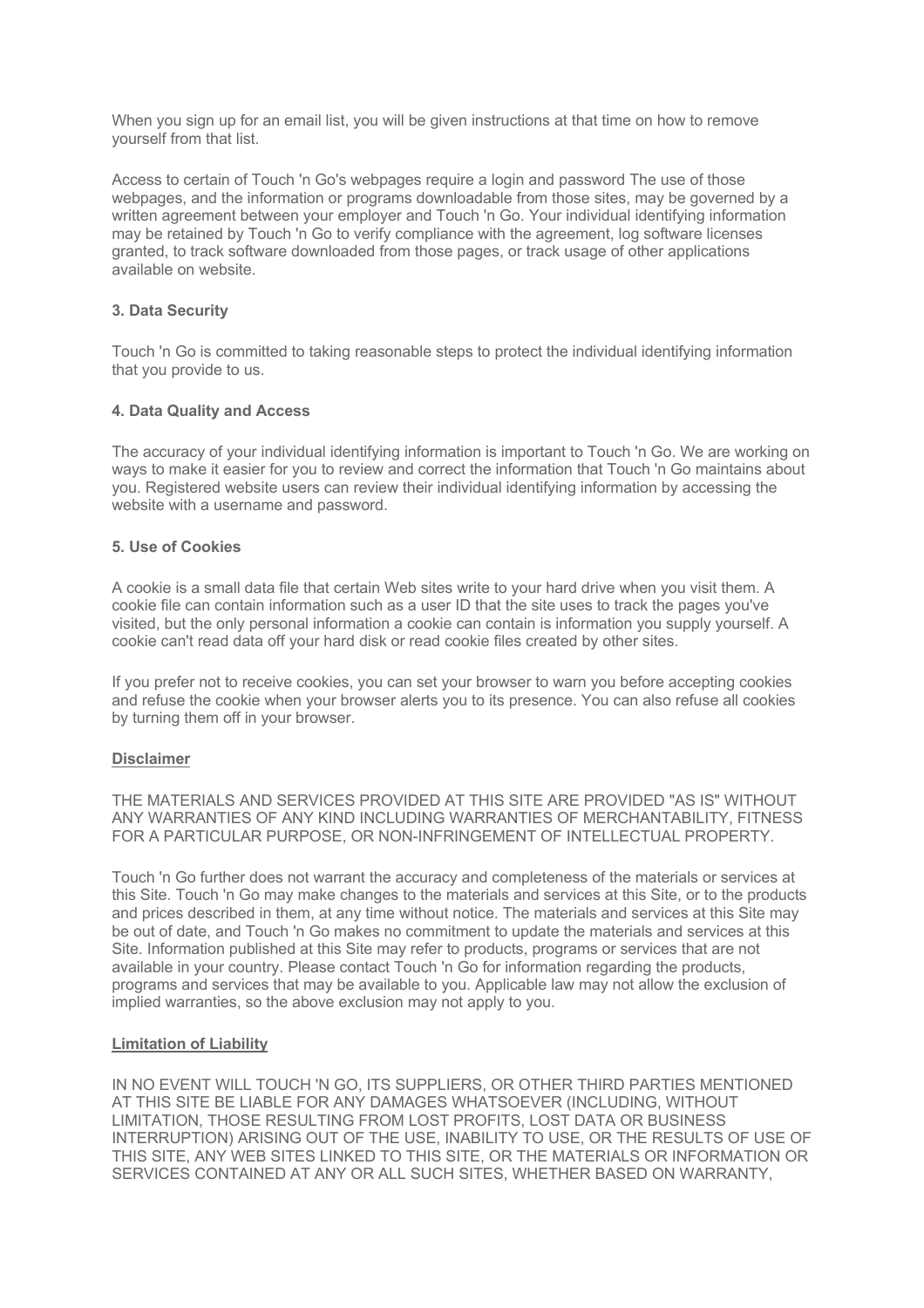When you sign up for an email list, you will be given instructions at that time on how to remove yourself from that list.

Access to certain of Touch 'n Go's webpages require a login and password The use of those webpages, and the information or programs downloadable from those sites, may be governed by a written agreement between your employer and Touch 'n Go. Your individual identifying information may be retained by Touch 'n Go to verify compliance with the agreement, log software licenses granted, to track software downloaded from those pages, or track usage of other applications available on website.

**3. Data Security**

Touch 'n Go is committed to taking reasonable steps to protect the individual identifying information that you provide to us.

**4. Data Quality and Access**

The accuracy of your individual identifying information is important to Touch 'n Go. We are working on ways to make it easier for you to review and correct the information that Touch 'n Go maintains about you. Registered website users can review their individual identifying information by accessing the website with a username and password.

**5. Use of Cookies**

A cookie is a small data file that certain Web sites write to your hard drive when you visit them. A cookie file can contain information such as a user ID that the site uses to track the pages you've visited, but the only personal information a cookie can contain is information you supply yourself. A cookie can't read data off your hard disk or read cookie files created by other sites.

If you prefer not to receive cookies, you can set your browser to warn you before accepting cookies and refuse the cookie when your browser alerts you to its presence. You can also refuse all cookies by turning them off in your browser.

**Disclaimer**

THE MATERIALS AND SERVICES PROVIDED AT THIS SITE ARE PROVIDED "AS IS" WITHOUT ANY WARRANTIES OF ANY KIND INCLUDING WARRANTIES OF MERCHANTABILITY, FITNESS FOR A PARTICULAR PURPOSE, OR NON-INFRINGEMENT OF INTELLECTUAL PROPERTY.

Touch 'n Go further does not warrant the accuracy and completeness of the materials or services at this Site. Touch 'n Go may make changes to the materials and services at this Site, or to the products and prices described in them, at any time without notice. The materials and services at this Site may be out of date, and Touch 'n Go makes no commitment to update the materials and services at this Site. Information published at this Site may refer to products, programs or services that are not available in your country. Please contact Touch 'n Go for information regarding the products, programs and services that may be available to you. Applicable law may not allow the exclusion of implied warranties, so the above exclusion may not apply to you.

**Limitation of Liability**

IN NO EVENT WILL TOUCH 'N GO, ITS SUPPLIERS, OR OTHER THIRD PARTIES MENTIONED AT THIS SITE BE LIABLE FOR ANY DAMAGES WHATSOEVER (INCLUDING, WITHOUT LIMITATION, THOSE RESULTING FROM LOST PROFITS, LOST DATA OR BUSINESS INTERRUPTION) ARISING OUT OF THE USE, INABILITY TO USE, OR THE RESULTS OF USE OF THIS SITE, ANY WEB SITES LINKED TO THIS SITE, OR THE MATERIALS OR INFORMATION OR SERVICES CONTAINED AT ANY OR ALL SUCH SITES, WHETHER BASED ON WARRANTY,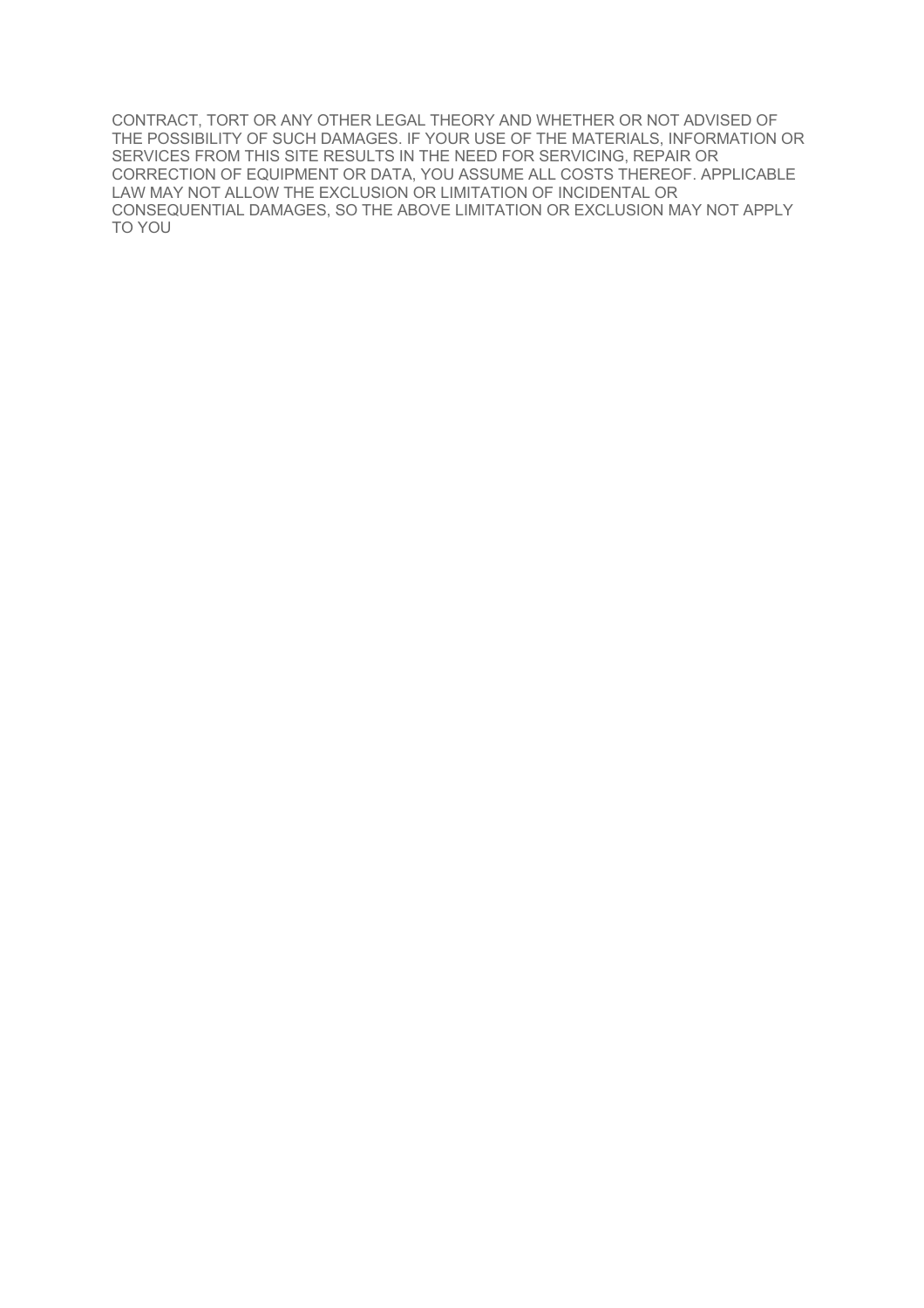CONTRACT, TORT OR ANY OTHER LEGAL THEORY AND WHETHER OR NOT ADVISED OF THE POSSIBILITY OF SUCH DAMAGES. IF YOUR USE OF THE MATERIALS, INFORMATION OR SERVICES FROM THIS SITE RESULTS IN THE NEED FOR SERVICING, REPAIR OR CORRECTION OF EQUIPMENT OR DATA, YOU ASSUME ALL COSTS THEREOF. APPLICABLE LAW MAY NOT ALLOW THE EXCLUSION OR LIMITATION OF INCIDENTAL OR CONSEQUENTIAL DAMAGES, SO THE ABOVE LIMITATION OR EXCLUSION MAY NOT APPLY TO YOU